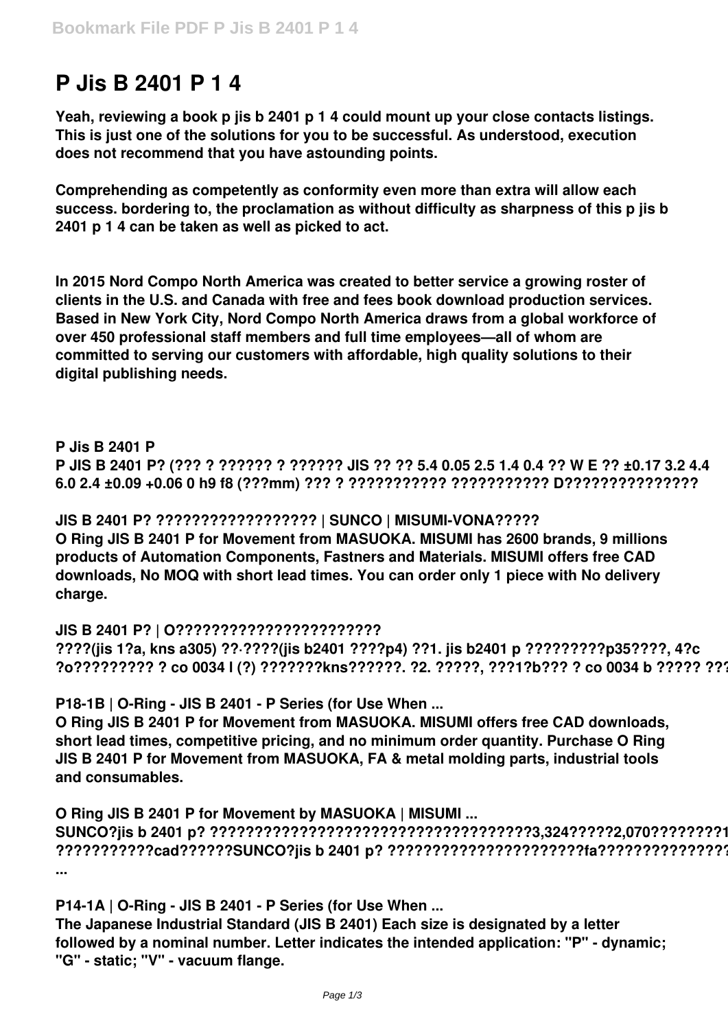# P Jis B 2401 P 1 4

**Yeah, reviewing a book p jis b 2401 p 1 4 could mount up your close contacts listings. This is just one of the solutions for you to be successful. As understood, execution does not recommend that you have astounding points.**

**Comprehending as competently as conformity even more than extra will allow each success. bordering to, the proclamation as without difficulty as sharpness of this p jis b 2401 p 1 4 can be taken as well as picked to act.**

**In 2015 Nord Compo North America was created to better service a growing roster of clients in the U.S. and Canada with free and fees book download production services. Based in New York City, Nord Compo North America draws from a global workforce of over 450 professional staff members and full time employees—all of whom are committed to serving our customers with affordable, high quality solutions to their digital publishing needs.**

**P Jis B 2401 P**

**P JIS B 2401 P? (??? ? ?????? ? ?????? JIS ?? ?? 5.4 0.05 2.5 1.4 0.4 ?? W E ?? ±0.17 3.2 4.4 6.0 2.4 ±0.09 +0.06 0 h9 f8 (???mm) ??? ? ??????????? ??????????? D???????????????**

**JIS B 2401 P? ?????????????????? | SUNCO | MISUMI-VONA?????**

**O Ring JIS B 2401 P for Movement from MASUOKA. MISUMI has 2600 brands, 9 millions products of Automation Components, Fastners and Materials. MISUMI offers free CAD downloads, No MOQ with short lead times. You can order only 1 piece with No delivery charge.**

**JIS B 2401 P? | O???????????????????????**

**????(jis 1?a, kns a305) ??·????(jis b2401 ????p4) ??1. jis b2401 p ?????????p35????, 4?c ?o????????? ? co 0034 l (?) ???????kns??????. ?2. ?????, ???1?b??? ? co 0034 b ????? ???**

**P18-1B | O-Ring - JIS B 2401 - P Series (for Use When ...**

**O Ring JIS B 2401 P for Movement from MASUOKA. MISUMI offers free CAD downloads, short lead times, competitive pricing, and no minimum order quantity. Purchase O Ring JIS B 2401 P for Movement from MASUOKA, FA & metal molding parts, industrial tools and consumables.**

**O Ring JIS B 2401 P for Movement by MASUOKA | MISUMI ...**

**SUNCO?jis b 2401 p? ???????????????????????????????????3,324?????2,070????????1 ???????????cad??????SUNCO?jis b 2401 p? ??????????????????????fa??????????????? ...**

**P14-1A | O-Ring - JIS B 2401 - P Series (for Use When ...**

**The Japanese Industrial Standard (JIS B 2401) Each size is designated by a letter followed by a nominal number. Letter indicates the intended application: "P" - dynamic; "G" - static; "V" - vacuum flange.**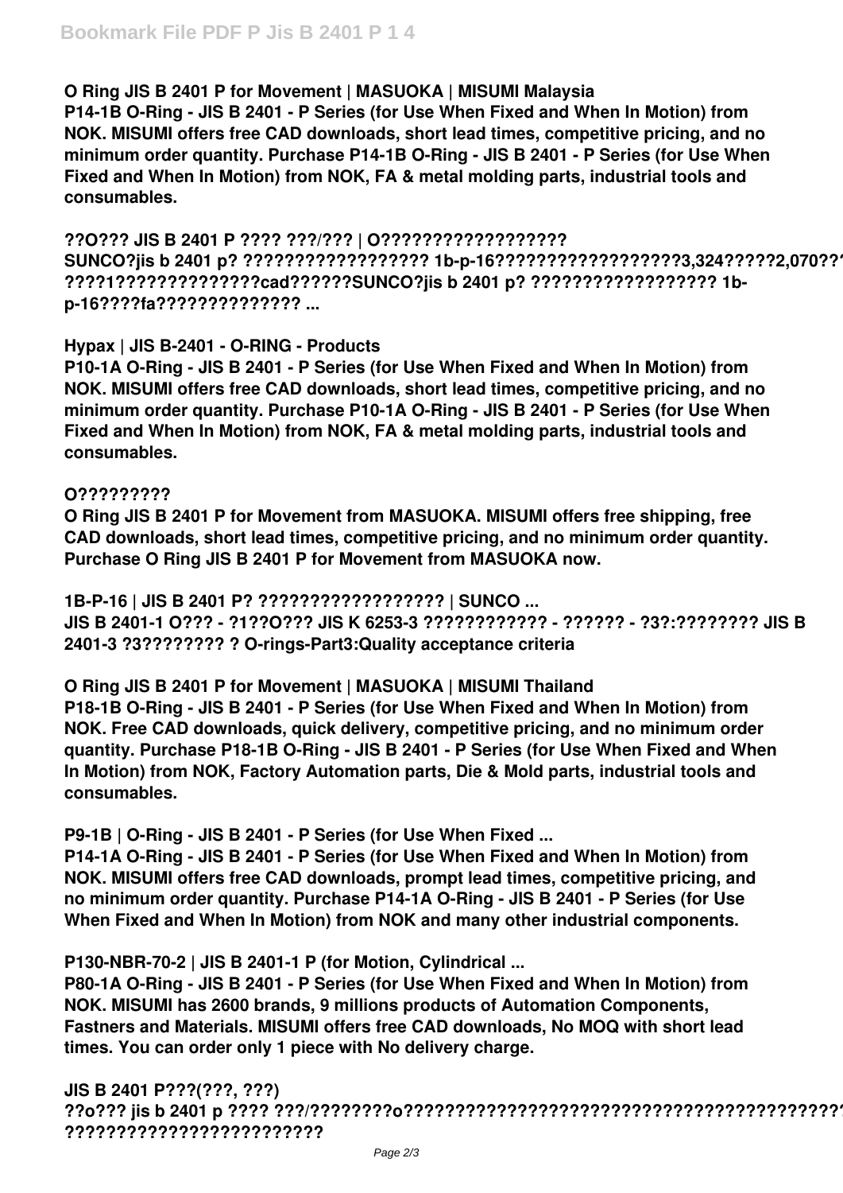**O Ring JIS B 2401 P for Movement | MASUOKA | MISUMI Malaysia**

**P14-1B O-Ring - JIS B 2401 - P Series (for Use When Fixed and When In Motion) from NOK. MISUMI offers free CAD downloads, short lead times, competitive pricing, and no minimum order quantity. Purchase P14-1B O-Ring - JIS B 2401 - P Series (for Use When Fixed and When In Motion) from NOK, FA & metal molding parts, industrial tools and consumables.**

**??O??? JIS B 2401 P ???? ???/??? | O??????????????????**

**SUNCO?jis b 2401 p? ?????????????????? 1b-p-16??????????????????3,324?????2,070??????1??????????????cad??????SUNCO?jis b 2401 p? ?????????????????? 1b-p-16????fa?????????????? ...**

**Hypax | JIS B-2401 - O-RING - Products**

**P10-1A O-Ring - JIS B 2401 - P Series (for Use When Fixed and When In Motion) from NOK. MISUMI offers free CAD downloads, short lead times, competitive pricing, and no minimum order quantity. Purchase P10-1A O-Ring - JIS B 2401 - P Series (for Use When Fixed and When In Motion) from NOK, FA & metal molding parts, industrial tools and consumables.**

**O?????????**

**O Ring JIS B 2401 P for Movement from MASUOKA. MISUMI offers free shipping, free CAD downloads, short lead times, competitive pricing, and no minimum order quantity. Purchase O Ring JIS B 2401 P for Movement from MASUOKA now.**

**1B-P-16 | JIS B 2401 P? ?????????????????? | SUNCO ...**

**JIS B 2401-1 O??? - ?1??O??? JIS K 6253-3 ???????????? - ?????? - ?3?:???????? JIS B 2401-3 ?3???????? ? O-rings-Part3:Quality acceptance criteria**

**O Ring JIS B 2401 P for Movement | MASUOKA | MISUMI Thailand**

**P18-1B O-Ring - JIS B 2401 - P Series (for Use When Fixed and When In Motion) from NOK. Free CAD downloads, quick delivery, competitive pricing, and no minimum order quantity. Purchase P18-1B O-Ring - JIS B 2401 - P Series (for Use When Fixed and When In Motion) from NOK, Factory Automation parts, Die & Mold parts, industrial tools and consumables.**

**P9-1B | O-Ring - JIS B 2401 - P Series (for Use When Fixed ...**

**P14-1A O-Ring - JIS B 2401 - P Series (for Use When Fixed and When In Motion) from NOK. MISUMI offers free CAD downloads, prompt lead times, competitive pricing, and no minimum order quantity. Purchase P14-1A O-Ring - JIS B 2401 - P Series (for Use When Fixed and When In Motion) from NOK and many other industrial components.**

**P130-NBR-70-2 | JIS B 2401-1 P (for Motion, Cylindrical ...**

**P80-1A O-Ring - JIS B 2401 - P Series (for Use When Fixed and When In Motion) from NOK. MISUMI has 2600 brands, 9 millions products of Automation Components, Fastners and Materials. MISUMI offers free CAD downloads, No MOQ with short lead times. You can order only 1 piece with No delivery charge.**

**JIS B 2401 P???(???, ???)**

**??o??? jis b 2401 p ???? ???/????????o?????????????????????????????????????????????????????????????????????**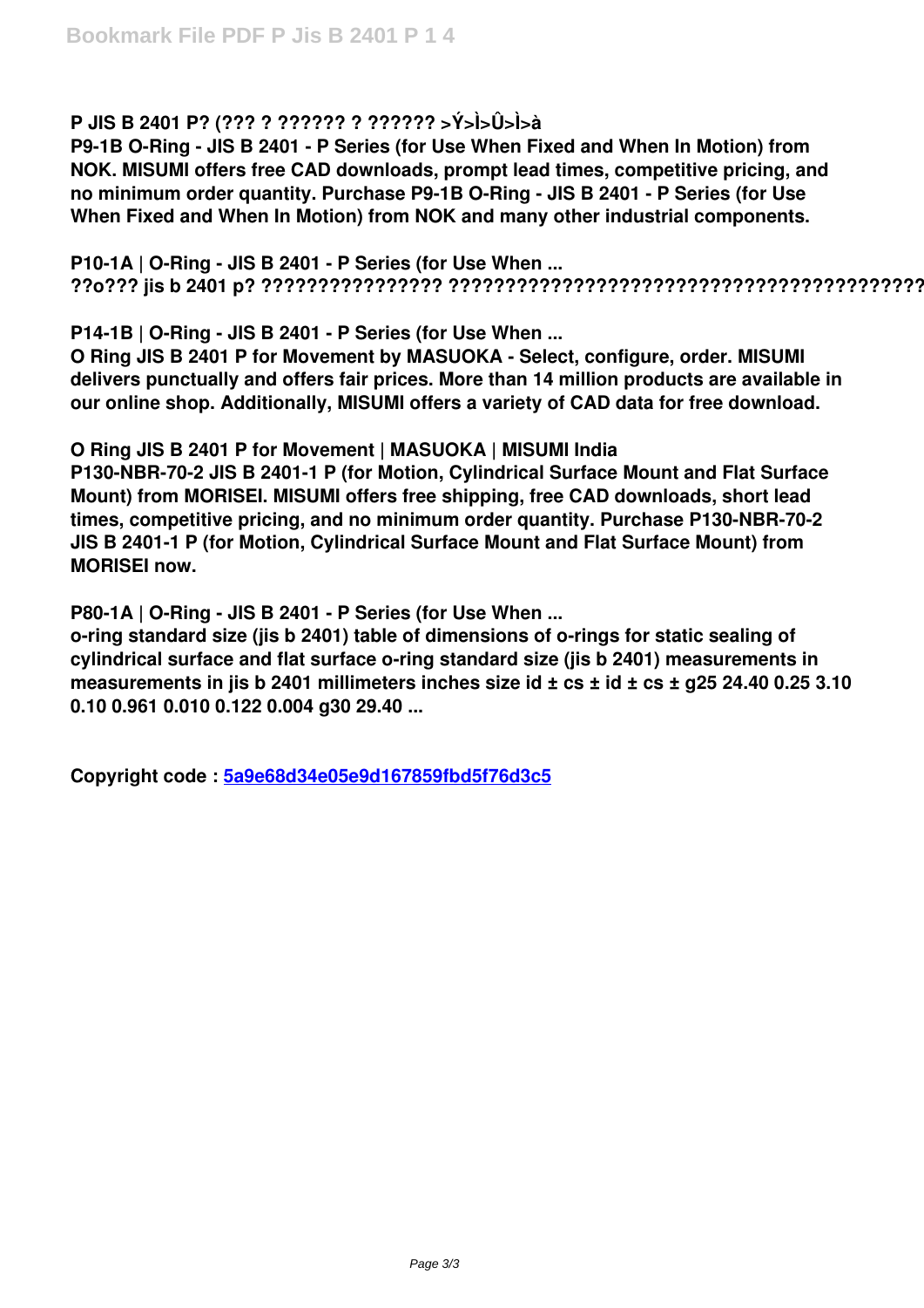**P JIS B 2401 P? (??? ? ?????? ? ?????? >Ý>Ì>Û>Ì>à**

**P9-1B O-Ring - JIS B 2401 - P Series (for Use When Fixed and When In Motion) from NOK. MISUMI offers free CAD downloads, prompt lead times, competitive pricing, and no minimum order quantity. Purchase P9-1B O-Ring - JIS B 2401 - P Series (for Use When Fixed and When In Motion) from NOK and many other industrial components.**

**P10-1A | O-Ring - JIS B 2401 - P Series (for Use When ...**

**??o??? jis b 2401 p? ???????????????? ?????????????????????????????????????????**

**P14-1B | O-Ring - JIS B 2401 - P Series (for Use When ...**

**O Ring JIS B 2401 P for Movement by MASUOKA - Select, configure, order. MISUMI delivers punctually and offers fair prices. More than 14 million products are available in our online shop. Additionally, MISUMI offers a variety of CAD data for free download.**

**O Ring JIS B 2401 P for Movement | MASUOKA | MISUMI India**

**P130-NBR-70-2 JIS B 2401-1 P (for Motion, Cylindrical Surface Mount and Flat Surface Mount) from MORISEI. MISUMI offers free shipping, free CAD downloads, short lead times, competitive pricing, and no minimum order quantity. Purchase P130-NBR-70-2 JIS B 2401-1 P (for Motion, Cylindrical Surface Mount and Flat Surface Mount) from MORISEI now.**

**P80-1A | O-Ring - JIS B 2401 - P Series (for Use When ...**

**o-ring standard size (jis b 2401) table of dimensions of o-rings for static sealing of cylindrical surface and flat surface o-ring standard size (jis b 2401) measurements in measurements in jis b 2401 millimeters inches size id ± cs ± id ± cs ± g25 24.40 0.25 3.10 0.10 0.961 0.010 0.122 0.004 g30 29.40 ...**

**Copyright code : 5a9e68d34e05e9d167859fbd5f76d3c5**